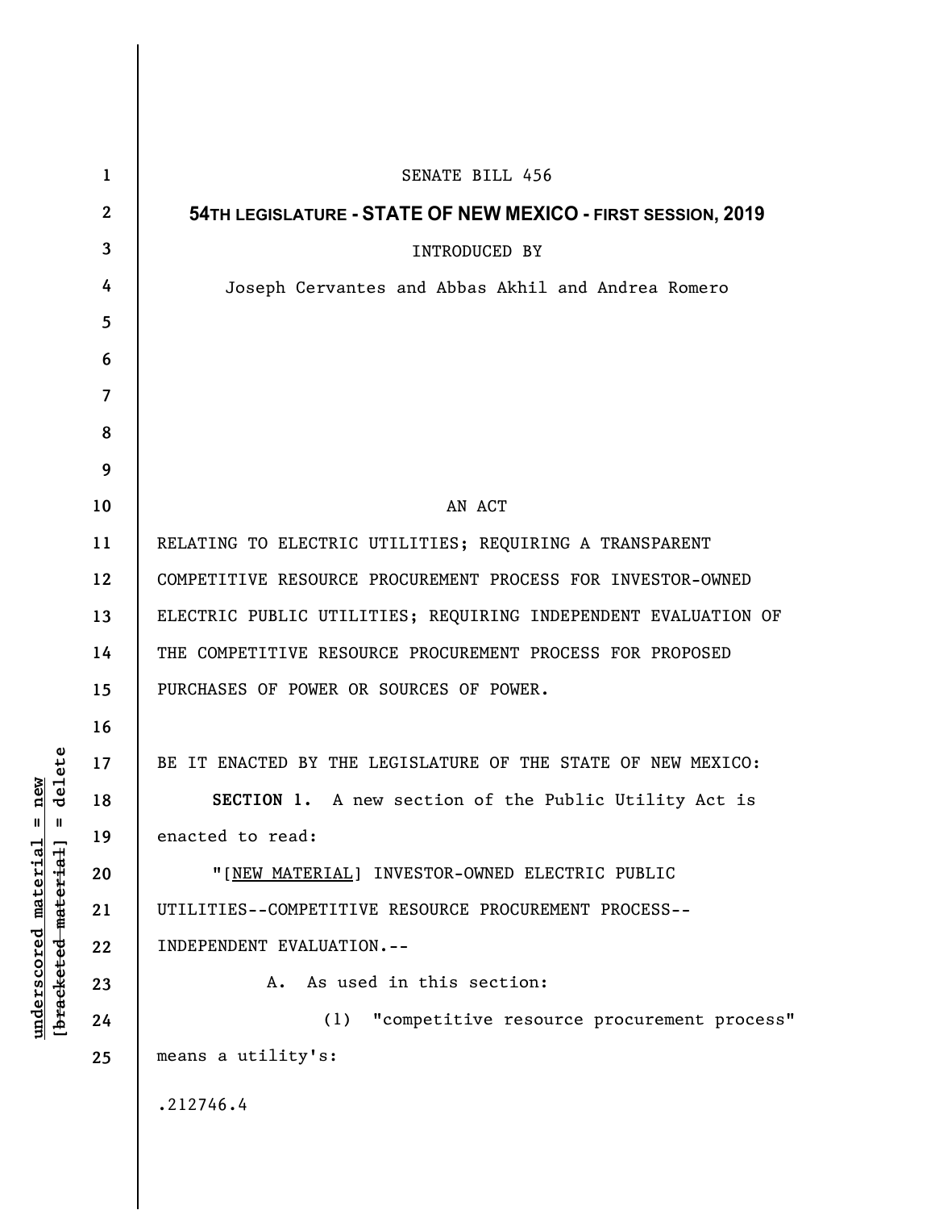SENATE BILL 456

**54TH LEGISLATURE - STATE OF NEW MEXICO - FIRST SESSION, 2019**

INTRODUCED BY

Joseph Cervantes and Abbas Akhil and Andrea Romero

AN ACT

RELATING TO ELECTRIC UTILITIES; REQUIRING A TRANSPARENT COMPETITIVE RESOURCE PROCUREMENT PROCESS FOR INVESTOR-OWNED ELECTRIC PUBLIC UTILITIES; REQUIRING INDEPENDENT EVALUATION OF THE COMPETITIVE RESOURCE PROCUREMENT PROCESS FOR PROPOSED PURCHASES OF POWER OR SOURCES OF POWER.

BE IT ENACTED BY THE LEGISLATURE OF THE STATE OF NEW MEXICO:

**SECTION 1.** A new section of the Public Utility Act is enacted to read:

"[NEW MATERIAL] INVESTOR-OWNED ELECTRIC PUBLIC UTILITIES--COMPETITIVE RESOURCE PROCUREMENT PROCESS--INDEPENDENT EVALUATION.--

A. As used in this section:

(1) "competitive resource procurement process" means a utility's:

.212746.4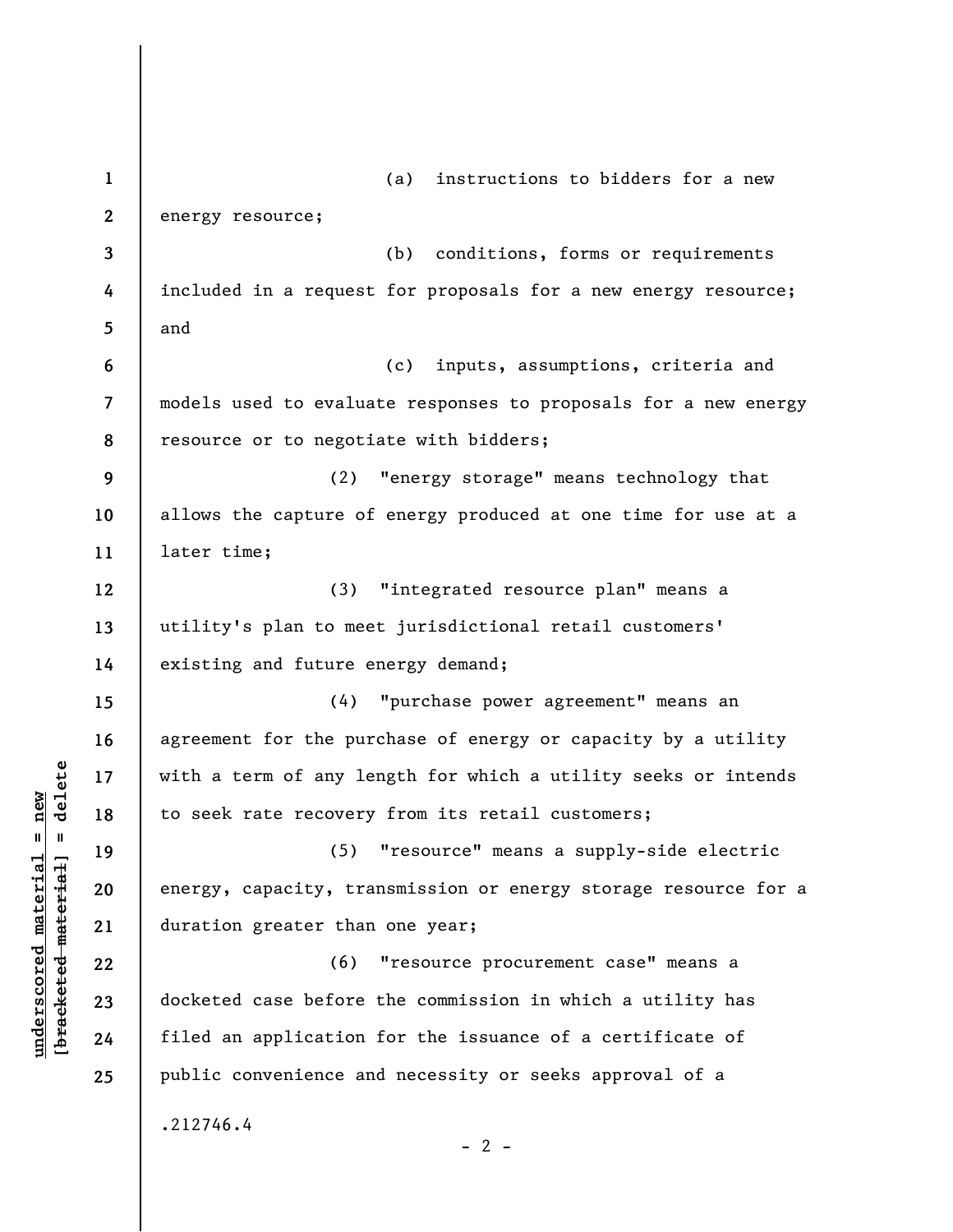(a) instructions to bidders for a new energy resource;

(b) conditions, forms or requirements included in a request for proposals for a new energy resource; and

(c) inputs, assumptions, criteria and models used to evaluate responses to proposals for a new energy resource or to negotiate with bidders;

(2) "energy storage" means technology that allows the capture of energy produced at one time for use at a later time;

(3) "integrated resource plan" means a utility's plan to meet jurisdictional retail customers' existing and future energy demand;

(4) "purchase power agreement" means an agreement for the purchase of energy or capacity by a utility with a term of any length for which a utility seeks or intends to seek rate recovery from its retail customers;

(5) "resource" means a supply-side electric energy, capacity, transmission or energy storage resource for a duration greater than one year;

(6) "resource procurement case" means a docketed case before the commission in which a utility has filed an application for the issuance of a certificate of public convenience and necessity or seeks approval of a

.212746.4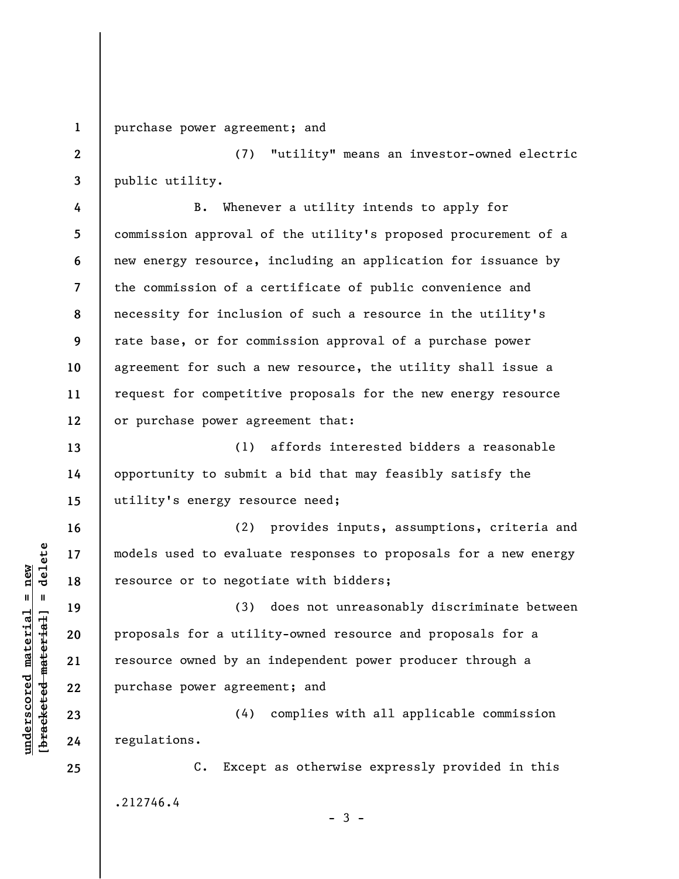purchase power agreement; and

(7) "utility" means an investor-owned electric public utility.

B. Whenever a utility intends to apply for commission approval of the utility's proposed procurement of a new energy resource, including an application for issuance by the commission of a certificate of public convenience and necessity for inclusion of such a resource in the utility's rate base, or for commission approval of a purchase power agreement for such a new resource, the utility shall issue a request for competitive proposals for the new energy resource or purchase power agreement that:

(1) affords interested bidders a reasonable opportunity to submit a bid that may feasibly satisfy the utility's energy resource need;

(2) provides inputs, assumptions, criteria and models used to evaluate responses to proposals for a new energy resource or to negotiate with bidders;

(3) does not unreasonably discriminate between proposals for a utility-owned resource and proposals for a resource owned by an independent power producer through a purchase power agreement; and

(4) complies with all applicable commission regulations.

C. Except as otherwise expressly provided in this

.212746.4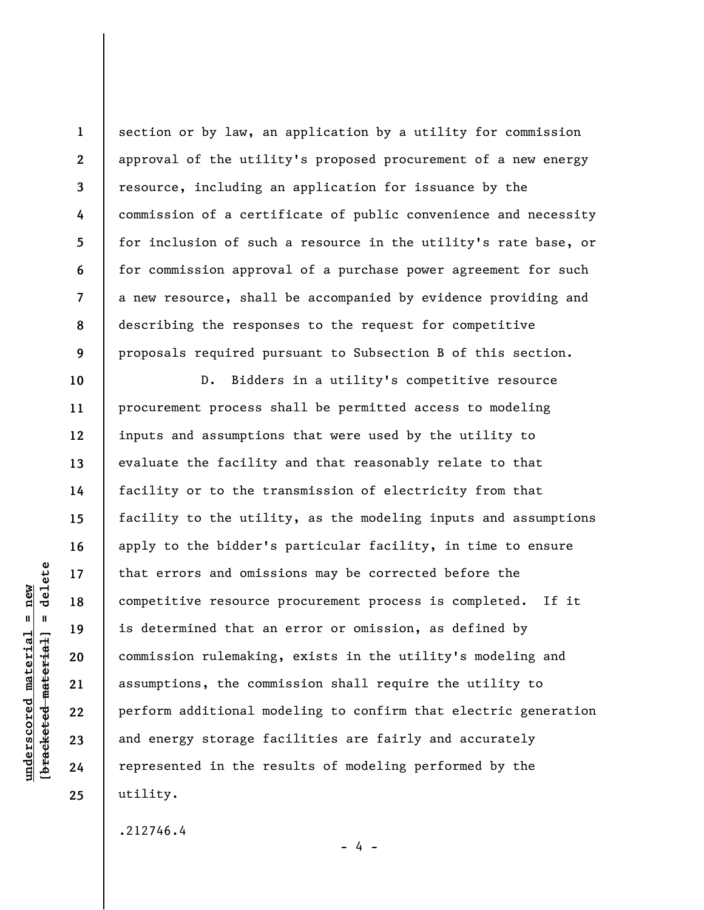section or by law, an application by a utility for commission approval of the utility's proposed procurement of a new energy resource, including an application for issuance by the commission of a certificate of public convenience and necessity for inclusion of such a resource in the utility's rate base, or for commission approval of a purchase power agreement for such a new resource, shall be accompanied by evidence providing and describing the responses to the request for competitive proposals required pursuant to Subsection B of this section.

D. Bidders in a utility's competitive resource procurement process shall be permitted access to modeling inputs and assumptions that were used by the utility to evaluate the facility and that reasonably relate to that facility or to the transmission of electricity from that facility to the utility, as the modeling inputs and assumptions apply to the bidder's particular facility, in time to ensure that errors and omissions may be corrected before the competitive resource procurement process is completed. If it is determined that an error or omission, as defined by commission rulemaking, exists in the utility's modeling and assumptions, the commission shall require the utility to perform additional modeling to confirm that electric generation and energy storage facilities are fairly and accurately represented in the results of modeling performed by the utility.

.212746.4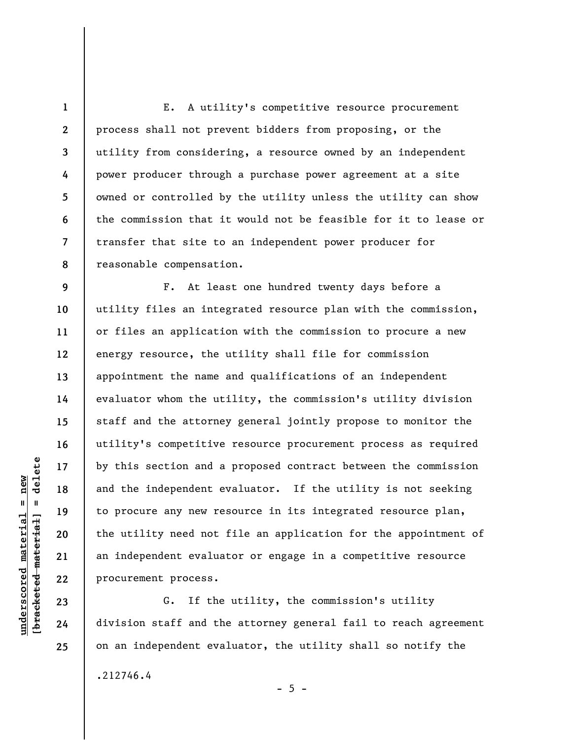E. A utility's competitive resource procurement process shall not prevent bidders from proposing, or the utility from considering, a resource owned by an independent power producer through a purchase power agreement at a site owned or controlled by the utility unless the utility can show the commission that it would not be feasible for it to lease or transfer that site to an independent power producer for reasonable compensation.

F. At least one hundred twenty days before a utility files an integrated resource plan with the commission, or files an application with the commission to procure a new energy resource, the utility shall file for commission appointment the name and qualifications of an independent evaluator whom the utility, the commission's utility division staff and the attorney general jointly propose to monitor the utility's competitive resource procurement process as required by this section and a proposed contract between the commission and the independent evaluator. If the utility is not seeking to procure any new resource in its integrated resource plan, the utility need not file an application for the appointment of an independent evaluator or engage in a competitive resource procurement process.

G. If the utility, the commission's utility division staff and the attorney general fail to reach agreement on an independent evaluator, the utility shall so notify the

.212746.4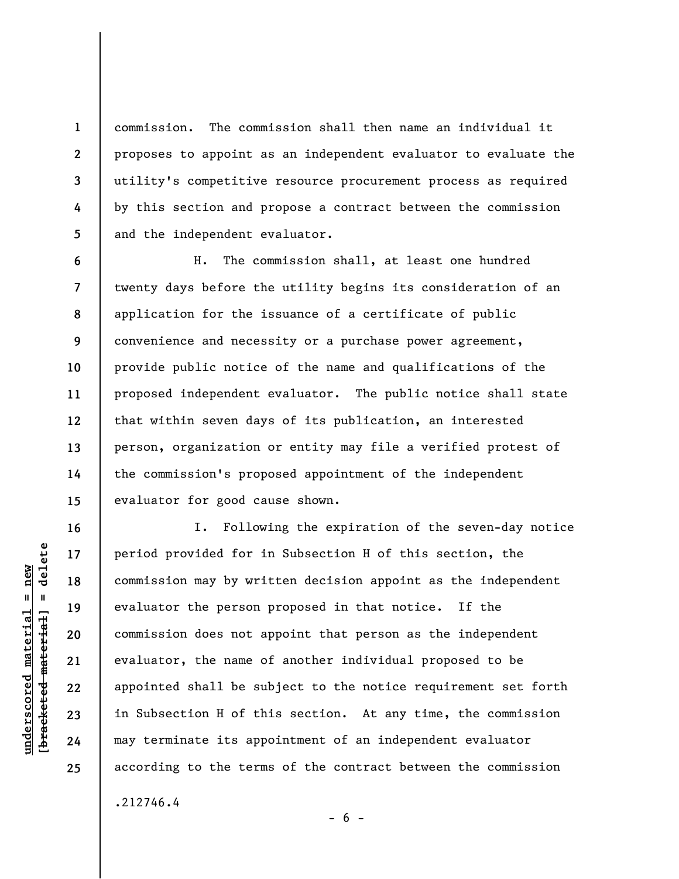commission. The commission shall then name an individual it proposes to appoint as an independent evaluator to evaluate the utility's competitive resource procurement process as required by this section and propose a contract between the commission and the independent evaluator.

H. The commission shall, at least one hundred twenty days before the utility begins its consideration of an application for the issuance of a certificate of public convenience and necessity or a purchase power agreement, provide public notice of the name and qualifications of the proposed independent evaluator. The public notice shall state that within seven days of its publication, an interested person, organization or entity may file a verified protest of the commission's proposed appointment of the independent evaluator for good cause shown.

I. Following the expiration of the seven-day notice period provided for in Subsection H of this section, the commission may by written decision appoint as the independent evaluator the person proposed in that notice. If the commission does not appoint that person as the independent evaluator, the name of another individual proposed to be appointed shall be subject to the notice requirement set forth in Subsection H of this section. At any time, the commission may terminate its appointment of an independent evaluator according to the terms of the contract between the commission

.212746.4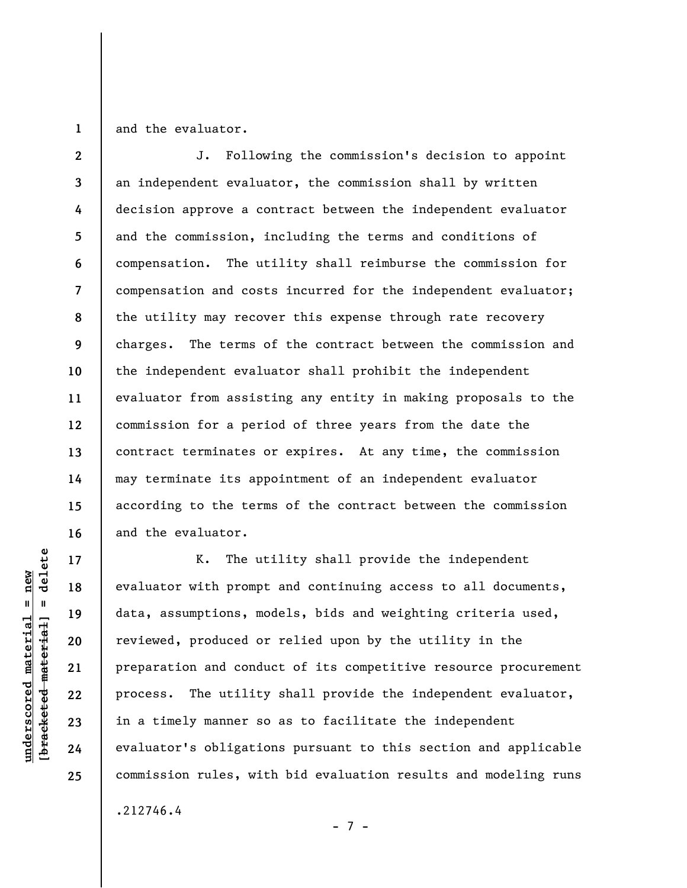and the evaluator.

J. Following the commission's decision to appoint an independent evaluator, the commission shall by written decision approve a contract between the independent evaluator and the commission, including the terms and conditions of compensation. The utility shall reimburse the commission for compensation and costs incurred for the independent evaluator; the utility may recover this expense through rate recovery charges. The terms of the contract between the commission and the independent evaluator shall prohibit the independent evaluator from assisting any entity in making proposals to the commission for a period of three years from the date the contract terminates or expires. At any time, the commission may terminate its appointment of an independent evaluator according to the terms of the contract between the commission and the evaluator.

K. The utility shall provide the independent evaluator with prompt and continuing access to all documents, data, assumptions, models, bids and weighting criteria used, reviewed, produced or relied upon by the utility in the preparation and conduct of its competitive resource procurement process. The utility shall provide the independent evaluator, in a timely manner so as to facilitate the independent evaluator's obligations pursuant to this section and applicable commission rules, with bid evaluation results and modeling runs

.212746.4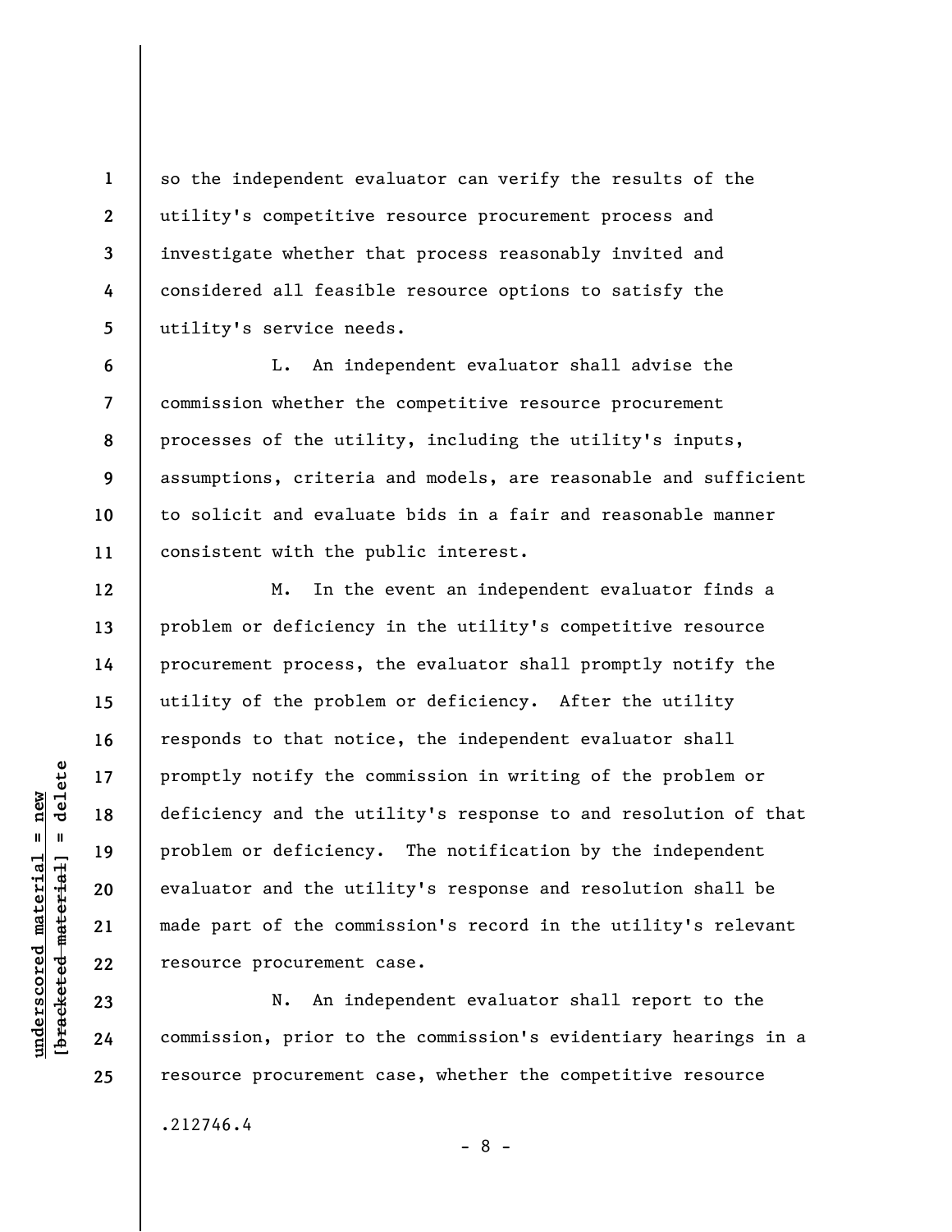so the independent evaluator can verify the results of the utility's competitive resource procurement process and investigate whether that process reasonably invited and considered all feasible resource options to satisfy the utility's service needs.

L. An independent evaluator shall advise the commission whether the competitive resource procurement processes of the utility, including the utility's inputs, assumptions, criteria and models, are reasonable and sufficient to solicit and evaluate bids in a fair and reasonable manner consistent with the public interest.

M. In the event an independent evaluator finds a problem or deficiency in the utility's competitive resource procurement process, the evaluator shall promptly notify the utility of the problem or deficiency. After the utility responds to that notice, the independent evaluator shall promptly notify the commission in writing of the problem or deficiency and the utility's response to and resolution of that problem or deficiency. The notification by the independent evaluator and the utility's response and resolution shall be made part of the commission's record in the utility's relevant resource procurement case.

N. An independent evaluator shall report to the commission, prior to the commission's evidentiary hearings in a resource procurement case, whether the competitive resource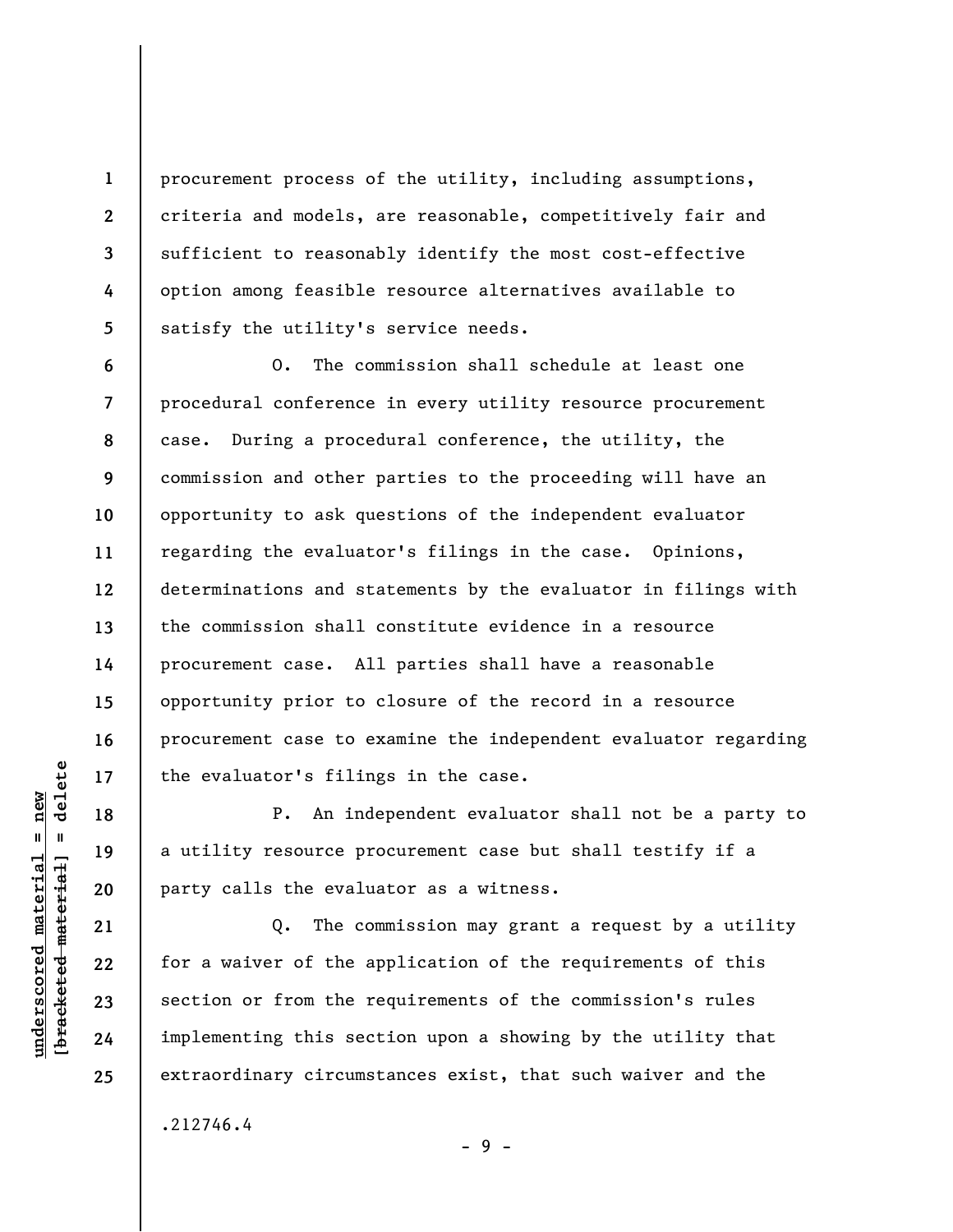procurement process of the utility, including assumptions, criteria and models, are reasonable, competitively fair and sufficient to reasonably identify the most cost-effective option among feasible resource alternatives available to satisfy the utility's service needs.

O. The commission shall schedule at least one procedural conference in every utility resource procurement case. During a procedural conference, the utility, the commission and other parties to the proceeding will have an opportunity to ask questions of the independent evaluator regarding the evaluator's filings in the case. Opinions, determinations and statements by the evaluator in filings with the commission shall constitute evidence in a resource procurement case. All parties shall have a reasonable opportunity prior to closure of the record in a resource procurement case to examine the independent evaluator regarding the evaluator's filings in the case.

P. An independent evaluator shall not be a party to a utility resource procurement case but shall testify if a party calls the evaluator as a witness.

Q. The commission may grant a request by a utility for a waiver of the application of the requirements of this section or from the requirements of the commission's rules implementing this section upon a showing by the utility that extraordinary circumstances exist, that such waiver and the

.212746.4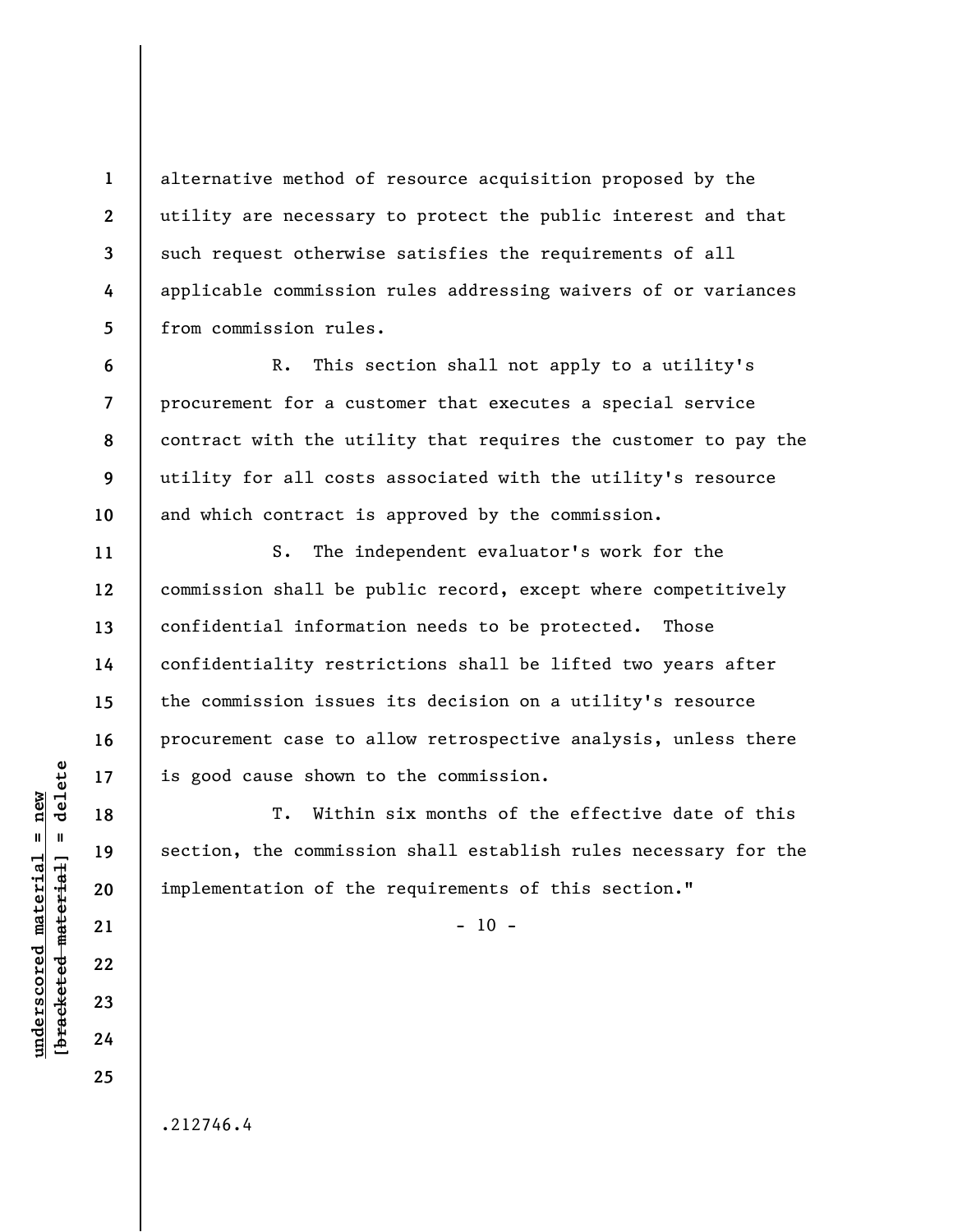alternative method of resource acquisition proposed by the utility are necessary to protect the public interest and that such request otherwise satisfies the requirements of all applicable commission rules addressing waivers of or variances from commission rules.

R. This section shall not apply to a utility's procurement for a customer that executes a special service contract with the utility that requires the customer to pay the utility for all costs associated with the utility's resource and which contract is approved by the commission.

S. The independent evaluator's work for the commission shall be public record, except where competitively confidential information needs to be protected. Those confidentiality restrictions shall be lifted two years after the commission issues its decision on a utility's resource procurement case to allow retrospective analysis, unless there is good cause shown to the commission.

T. Within six months of the effective date of this section, the commission shall establish rules necessary for the implementation of the requirements of this section."

.212746.4